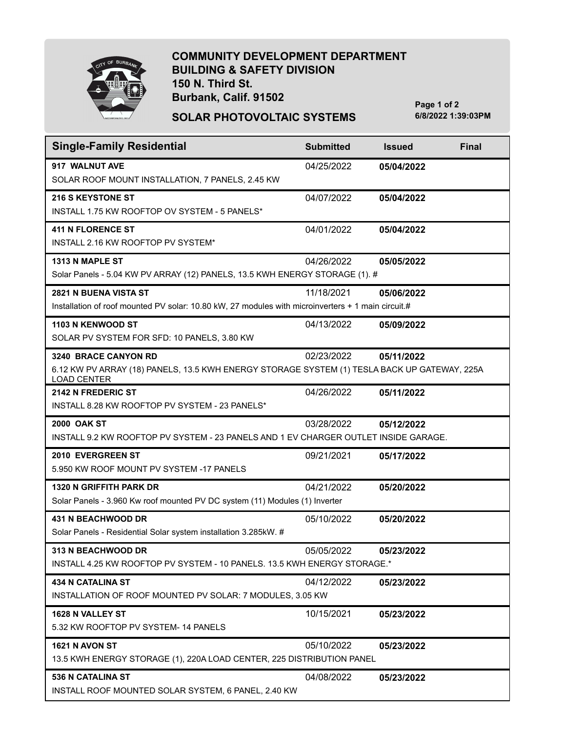# COMMUNITY DEVELOPMENT DEPARTMENT
## BUILDING & SAFETY DIVISION
150 N. Third St.
Burbank, Calif. 91502

## SOLAR PHOTOVOLTAIC SYSTEMS

6/8/2022 1:39:03PM

| Single-Family Residential | Submitted | Issued | Final |
|---|---|---|---|
| **917 WALNUT AVE**<br>SOLAR ROOF MOUNT INSTALLATION, 7 PANELS, 2.45 KW | 04/25/2022 | **05/04/2022** | |
| **216 S KEYSTONE ST**<br>INSTALL 1.75 KW ROOFTOP OV SYSTEM - 5 PANELS* | 04/07/2022 | **05/04/2022** | |
| **411 N FLORENCE ST**<br>INSTALL 2.16 KW ROOFTOP PV SYSTEM* | 04/01/2022 | **05/04/2022** | |
| **1313 N MAPLE ST**<br>Solar Panels - 5.04 KW PV ARRAY (12) PANELS, 13.5 KWH ENERGY STORAGE (1). # | 04/26/2022 | **05/05/2022** | |
| **2821 N BUENA VISTA ST**<br>Installation of roof mounted PV solar: 10.80 kW, 27 modules with microinverters + 1 main circuit.# | 11/18/2021 | **05/06/2022** | |
| **1103 N KENWOOD ST**<br>SOLAR PV SYSTEM FOR SFD: 10 PANELS, 3.80 KW | 04/13/2022 | **05/09/2022** | |
| **3240 BRACE CANYON RD**<br>6.12 KW PV ARRAY (18) PANELS, 13.5 KWH ENERGY STORAGE SYSTEM (1) TESLA BACK UP GATEWAY, 225A LOAD CENTER | 02/23/2022 | **05/11/2022** | |
| **2142 N FREDERIC ST**<br>INSTALL 8.28 KW ROOFTOP PV SYSTEM - 23 PANELS* | 04/26/2022 | **05/11/2022** | |
| **2000 OAK ST**<br>INSTALL 9.2 KW ROOFTOP PV SYSTEM - 23 PANELS AND 1 EV CHARGER OUTLET INSIDE GARAGE. | 03/28/2022 | **05/12/2022** | |
| **2010 EVERGREEN ST**<br>5.950 KW ROOF MOUNT PV SYSTEM -17 PANELS | 09/21/2021 | **05/17/2022** | |
| **1320 N GRIFFITH PARK DR**<br>Solar Panels - 3.960 Kw roof mounted PV DC system (11) Modules (1) Inverter | 04/21/2022 | **05/20/2022** | |
| **431 N BEACHWOOD DR**<br>Solar Panels - Residential Solar system installation 3.285kW. # | 05/10/2022 | **05/20/2022** | |
| **313 N BEACHWOOD DR**<br>INSTALL 4.25 KW ROOFTOP PV SYSTEM - 10 PANELS. 13.5 KWH ENERGY STORAGE.* | 05/05/2022 | **05/23/2022** | |
| **434 N CATALINA ST**<br>INSTALLATION OF ROOF MOUNTED PV SOLAR: 7 MODULES, 3.05 KW | 04/12/2022 | **05/23/2022** | |
| **1628 N VALLEY ST**<br>5.32 KW ROOFTOP PV SYSTEM- 14 PANELS | 10/15/2021 | **05/23/2022** | |
| **1621 N AVON ST**<br>13.5 KWH ENERGY STORAGE (1), 220A LOAD CENTER, 225 DISTRIBUTION PANEL | 05/10/2022 | **05/23/2022** | |
| **536 N CATALINA ST**<br>INSTALL ROOF MOUNTED SOLAR SYSTEM, 6 PANEL, 2.40 KW | 04/08/2022 | **05/23/2022** | |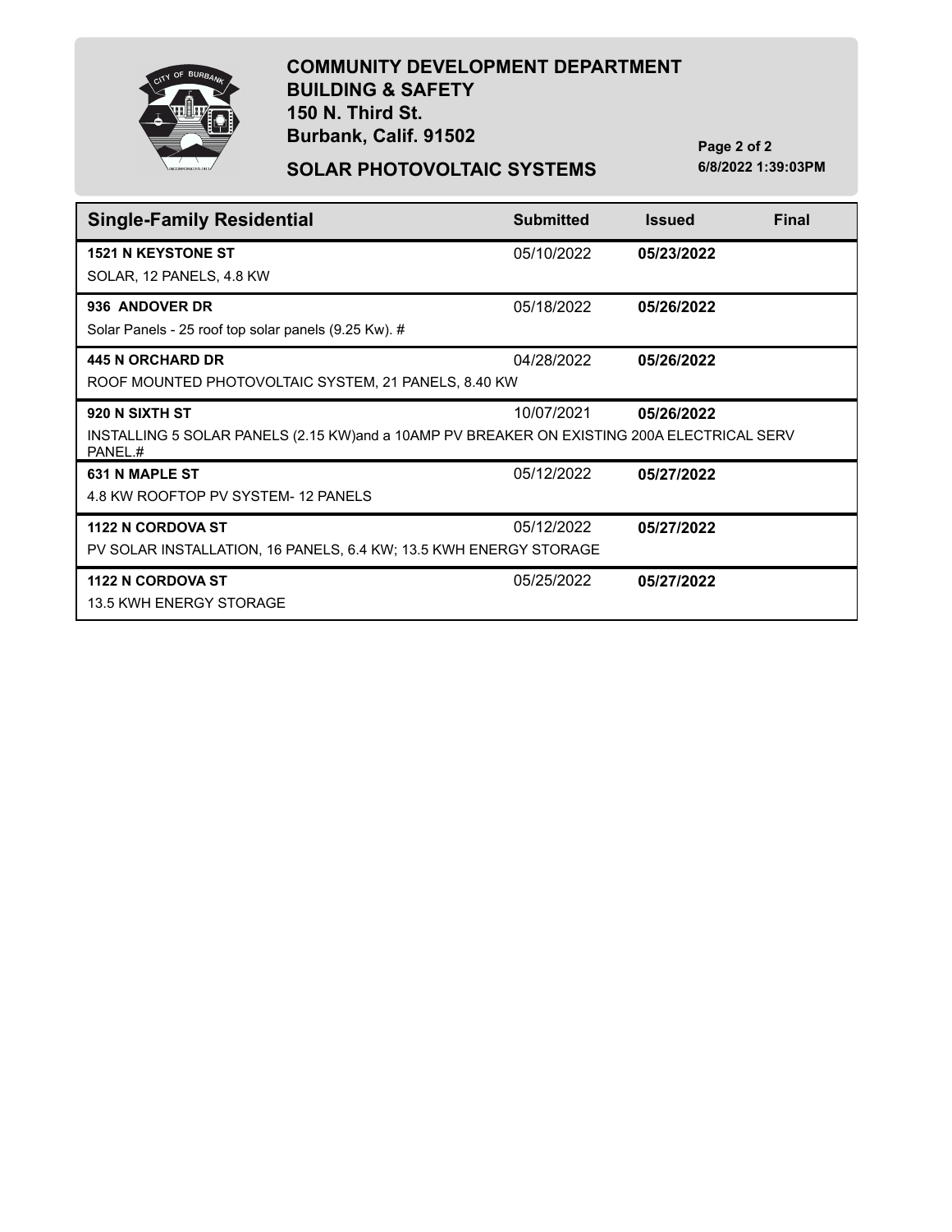# COMMUNITY DEVELOPMENT DEPARTMENT
## BUILDING & SAFETY
150 N. Third St.
Burbank, Calif. 91502

## SOLAR PHOTOVOLTAIC SYSTEMS

6/8/2022 1:39:03PM

| Single-Family Residential | Submitted | Issued | Final |
|---|---|---|---|
| **1521 N KEYSTONE ST**<br>SOLAR, 12 PANELS, 4.8 KW | 05/10/2022 | **05/23/2022** | |
| **936 ANDOVER DR**<br>Solar Panels - 25 roof top solar panels (9.25 Kw). # | 05/18/2022 | **05/26/2022** | |
| **445 N ORCHARD DR**<br>ROOF MOUNTED PHOTOVOLTAIC SYSTEM, 21 PANELS, 8.40 KW | 04/28/2022 | **05/26/2022** | |
| **920 N SIXTH ST**<br>INSTALLING 5 SOLAR PANELS (2.15 KW)and a 10AMP PV BREAKER ON EXISTING 200A ELECTRICAL SERV PANEL.# | 10/07/2021 | **05/26/2022** | |
| **631 N MAPLE ST**<br>4.8 KW ROOFTOP PV SYSTEM- 12 PANELS | 05/12/2022 | **05/27/2022** | |
| **1122 N CORDOVA ST**<br>PV SOLAR INSTALLATION, 16 PANELS, 6.4 KW; 13.5 KWH ENERGY STORAGE | 05/12/2022 | **05/27/2022** | |
| **1122 N CORDOVA ST**<br>13.5 KWH ENERGY STORAGE | 05/25/2022 | **05/27/2022** | |